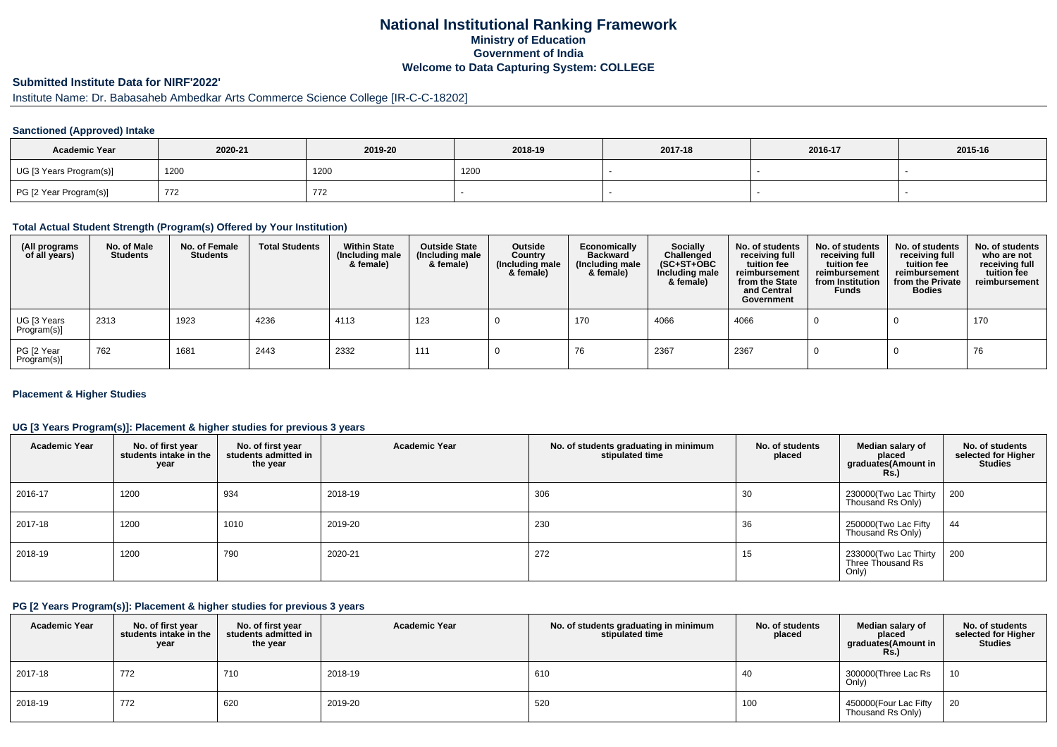# National Institutional Ranking Framework

## Ministry of Education

## Government of India

## Welcome to Data Capturing System: COLLEGE

### Submitted Institute Data for NIRF'2022'

Institute Name: Dr. Babasaheb Ambedkar Arts Commerce Science College [IR-C-C-18202]

#### Sanctioned (Approved) Intake

| Academic Year | 2020-21 | 2019-20 | 2018-19 | 2017-18 | 2016-17 | 2015-16 |
|---|---|---|---|---|---|---|
| UG [3 Years Program(s)] | 1200 | 1200 | 1200 | - | - | - |
| PG [2 Year Program(s)] | 772 | 772 | - | - | - | - |

#### Total Actual Student Strength (Program(s) Offered by Your Institution)

| (All programs of all years) | No. of Male Students | No. of Female Students | Total Students | Within State (Including male & female) | Outside State (Including male & female) | Outside Country (Including male & female) | Economically Backward (Including male & female) | Socially Challenged (SC+ST+OBC Including male & female) | No. of students receiving full tuition fee reimbursement from the State and Central Government | No. of students receiving full tuition fee reimbursement from Institution Funds | No. of students receiving full tuition fee reimbursement from the Private Bodies | No. of students who are not receiving full tuition fee reimbursement |
|---|---|---|---|---|---|---|---|---|---|---|---|---|
| UG [3 Years Program(s)] | 2313 | 1923 | 4236 | 4113 | 123 | 0 | 170 | 4066 | 4066 | 0 | 0 | 170 |
| PG [2 Year Program(s)] | 762 | 1681 | 2443 | 2332 | 111 | 0 | 76 | 2367 | 2367 | 0 | 0 | 76 |

#### Placement & Higher Studies

#### UG [3 Years Program(s)]: Placement & higher studies for previous 3 years

| Academic Year | No. of first year students intake in the year | No. of first year students admitted in the year | Academic Year | No. of students graduating in minimum stipulated time | No. of students placed | Median salary of placed graduates(Amount in Rs.) | No. of students selected for Higher Studies |
|---|---|---|---|---|---|---|---|
| 2016-17 | 1200 | 934 | 2018-19 | 306 | 30 | 230000(Two Lac Thirty Thousand Rs Only) | 200 |
| 2017-18 | 1200 | 1010 | 2019-20 | 230 | 36 | 250000(Two Lac Fifty Thousand Rs Only) | 44 |
| 2018-19 | 1200 | 790 | 2020-21 | 272 | 15 | 233000(Two Lac Thirty Three Thousand Rs Only) | 200 |

#### PG [2 Years Program(s)]: Placement & higher studies for previous 3 years

| Academic Year | No. of first year students intake in the year | No. of first year students admitted in the year | Academic Year | No. of students graduating in minimum stipulated time | No. of students placed | Median salary of placed graduates(Amount in Rs.) | No. of students selected for Higher Studies |
|---|---|---|---|---|---|---|---|
| 2017-18 | 772 | 710 | 2018-19 | 610 | 40 | 300000(Three Lac Rs Only) | 10 |
| 2018-19 | 772 | 620 | 2019-20 | 520 | 100 | 450000(Four Lac Fifty Thousand Rs Only) | 20 |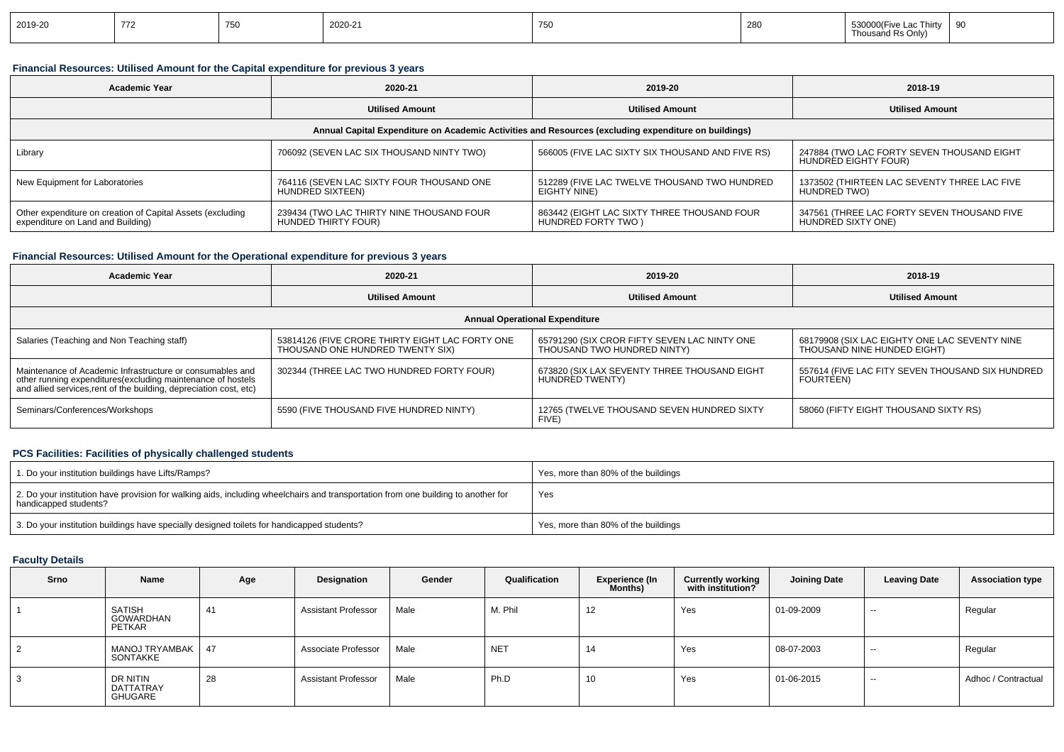| 2019-20 | 772 | 750 | 2020-21 | 750 | 280 | 530000(Five Lac Thirty Thousand Rs Only) | 90 |
|---|---|---|---|---|---|---|---|

### Financial Resources: Utilised Amount for the Capital expenditure for previous 3 years

| Academic Year | 2020-21 | 2019-20 | 2018-19 |
|---|---|---|---|
| | Utilised Amount | Utilised Amount | Utilised Amount |
| Annual Capital Expenditure on Academic Activities and Resources (excluding expenditure on buildings) | | | |
| Library | 706092 (SEVEN LAC SIX THOUSAND NINTY TWO) | 566005 (FIVE LAC SIXTY SIX THOUSAND AND FIVE RS) | 247884 (TWO LAC FORTY SEVEN THOUSAND EIGHT HUNDRED EIGHTY FOUR) |
| New Equipment for Laboratories | 764116 (SEVEN LAC SIXTY FOUR THOUSAND ONE HUNDRED SIXTEEN) | 512289 (FIVE LAC TWELVE THOUSAND TWO HUNDRED EIGHTY NINE) | 1373502 (THIRTEEN LAC SEVENTY THREE LAC FIVE HUNDRED TWO) |
| Other expenditure on creation of Capital Assets (excluding expenditure on Land and Building) | 239434 (TWO LAC THIRTY NINE THOUSAND FOUR HUNDED THIRTY FOUR) | 863442 (EIGHT LAC SIXTY THREE THOUSAND FOUR HUNDRED FORTY TWO ) | 347561 (THREE LAC FORTY SEVEN THOUSAND FIVE HUNDRED SIXTY ONE) |

### Financial Resources: Utilised Amount for the Operational expenditure for previous 3 years

| Academic Year | 2020-21 | 2019-20 | 2018-19 |
|---|---|---|---|
| | Utilised Amount | Utilised Amount | Utilised Amount |
| Annual Operational Expenditure | | | |
| Salaries (Teaching and Non Teaching staff) | 53814126 (FIVE CRORE THIRTY EIGHT LAC FORTY ONE THOUSAND ONE HUNDRED TWENTY SIX) | 65791290 (SIX CROR FIFTY SEVEN LAC NINTY ONE THOUSAND TWO HUNDRED NINTY) | 68179908 (SIX LAC EIGHTY ONE LAC SEVENTY NINE THOUSAND NINE HUNDED EIGHT) |
| Maintenance of Academic Infrastructure or consumables and other running expenditures(excluding maintenance of hostels and allied services,rent of the building, depreciation cost, etc) | 302344 (THREE LAC TWO HUNDRED FORTY FOUR) | 673820 (SIX LAX SEVENTY THREE THOUSAND EIGHT HUNDRED TWENTY) | 557614 (FIVE LAC FITY SEVEN THOUSAND SIX HUNDRED FOURTEEN) |
| Seminars/Conferences/Workshops | 5590 (FIVE THOUSAND FIVE HUNDRED NINTY) | 12765 (TWELVE THOUSAND SEVEN HUNDRED SIXTY FIVE) | 58060 (FIFTY EIGHT THOUSAND SIXTY RS) |

### PCS Facilities: Facilities of physically challenged students

| | |
|---|---|
| 1. Do your institution buildings have Lifts/Ramps? | Yes, more than 80% of the buildings |
| 2. Do your institution have provision for walking aids, including wheelchairs and transportation from one building to another for handicapped students? | Yes |
| 3. Do your institution buildings have specially designed toilets for handicapped students? | Yes, more than 80% of the buildings |

### Faculty Details

| Srno | Name | Age | Designation | Gender | Qualification | Experience (In Months) | Currently working with institution? | Joining Date | Leaving Date | Association type |
|---|---|---|---|---|---|---|---|---|---|---|
| 1 | SATISH GOWARDHAN PETKAR | 41 | Assistant Professor | Male | M. Phil | 12 | Yes | 01-09-2009 | -- | Regular |
| 2 | MANOJ TRYAMBAK SONTAKKE | 47 | Associate Professor | Male | NET | 14 | Yes | 08-07-2003 | -- | Regular |
| 3 | DR NITIN DATTATRAY GHUGARE | 28 | Assistant Professor | Male | Ph.D | 10 | Yes | 01-06-2015 | -- | Adhoc / Contractual |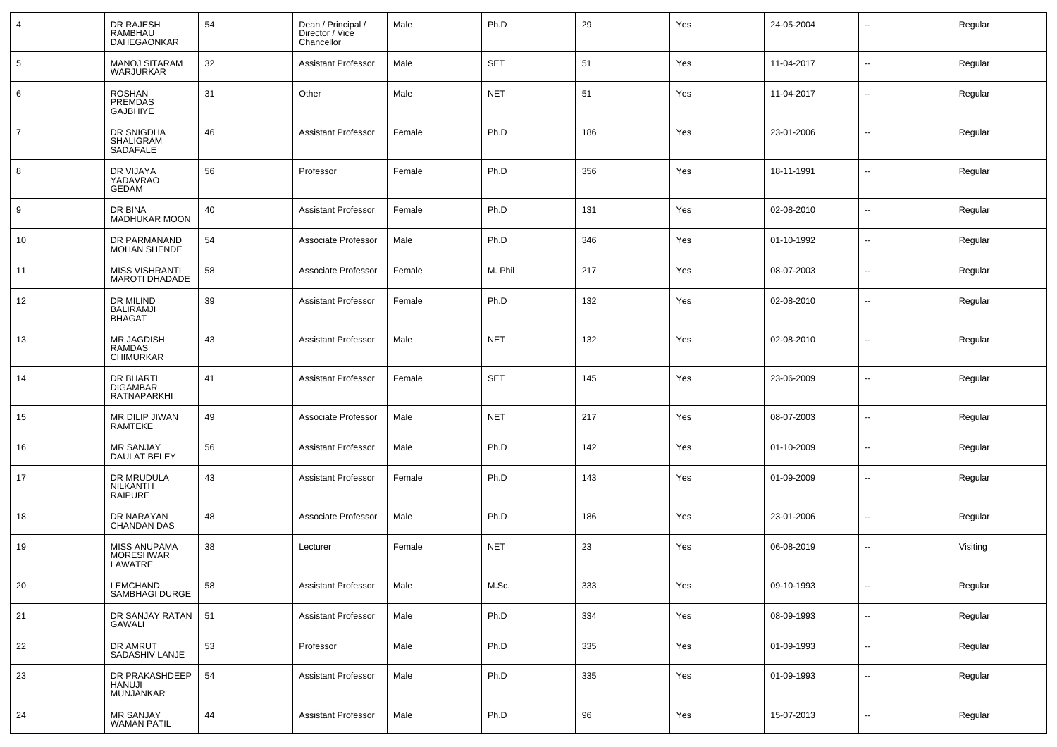| 4 | DR RAJESH RAMBHAU DAHEGAONKAR | 54 | Dean / Principal / Director / Vice Chancellor | Male | Ph.D | 29 | Yes | 24-05-2004 | -- | Regular |
|---|---|---|---|---|---|---|---|---|---|---|
| 5 | MANOJ SITARAM WARJURKAR | 32 | Assistant Professor | Male | SET | 51 | Yes | 11-04-2017 | -- | Regular |
| 6 | ROSHAN PREMDAS GAJBHIYE | 31 | Other | Male | NET | 51 | Yes | 11-04-2017 | -- | Regular |
| 7 | DR SNIGDHA SHALIGRAM SADAFALE | 46 | Assistant Professor | Female | Ph.D | 186 | Yes | 23-01-2006 | -- | Regular |
| 8 | DR VIJAYA YADAVRAO GEDAM | 56 | Professor | Female | Ph.D | 356 | Yes | 18-11-1991 | -- | Regular |
| 9 | DR BINA MADHUKAR MOON | 40 | Assistant Professor | Female | Ph.D | 131 | Yes | 02-08-2010 | -- | Regular |
| 10 | DR PARMANAND MOHAN SHENDE | 54 | Associate Professor | Male | Ph.D | 346 | Yes | 01-10-1992 | -- | Regular |
| 11 | MISS VISHRANTI MAROTI DHADADE | 58 | Associate Professor | Female | M. Phil | 217 | Yes | 08-07-2003 | -- | Regular |
| 12 | DR MILIND BALIRAMJI BHAGAT | 39 | Assistant Professor | Female | Ph.D | 132 | Yes | 02-08-2010 | -- | Regular |
| 13 | MR JAGDISH RAMDAS CHIMURKAR | 43 | Assistant Professor | Male | NET | 132 | Yes | 02-08-2010 | -- | Regular |
| 14 | DR BHARTI DIGAMBAR RATNAPARKHI | 41 | Assistant Professor | Female | SET | 145 | Yes | 23-06-2009 | -- | Regular |
| 15 | MR DILIP JIWAN RAMTEKE | 49 | Associate Professor | Male | NET | 217 | Yes | 08-07-2003 | -- | Regular |
| 16 | MR SANJAY DAULAT BELEY | 56 | Assistant Professor | Male | Ph.D | 142 | Yes | 01-10-2009 | -- | Regular |
| 17 | DR MRUDULA NILKANTH RAIPURE | 43 | Assistant Professor | Female | Ph.D | 143 | Yes | 01-09-2009 | -- | Regular |
| 18 | DR NARAYAN CHANDAN DAS | 48 | Associate Professor | Male | Ph.D | 186 | Yes | 23-01-2006 | -- | Regular |
| 19 | MISS ANUPAMA MORESHWAR LAWATRE | 38 | Lecturer | Female | NET | 23 | Yes | 06-08-2019 | -- | Visiting |
| 20 | LEMCHAND SAMBHAGI DURGE | 58 | Assistant Professor | Male | M.Sc. | 333 | Yes | 09-10-1993 | -- | Regular |
| 21 | DR SANJAY RATAN GAWALI | 51 | Assistant Professor | Male | Ph.D | 334 | Yes | 08-09-1993 | -- | Regular |
| 22 | DR AMRUT SADASHIV LANJE | 53 | Professor | Male | Ph.D | 335 | Yes | 01-09-1993 | -- | Regular |
| 23 | DR PRAKASHDEEP HANUJI MUNJANKAR | 54 | Assistant Professor | Male | Ph.D | 335 | Yes | 01-09-1993 | -- | Regular |
| 24 | MR SANJAY WAMAN PATIL | 44 | Assistant Professor | Male | Ph.D | 96 | Yes | 15-07-2013 | -- | Regular |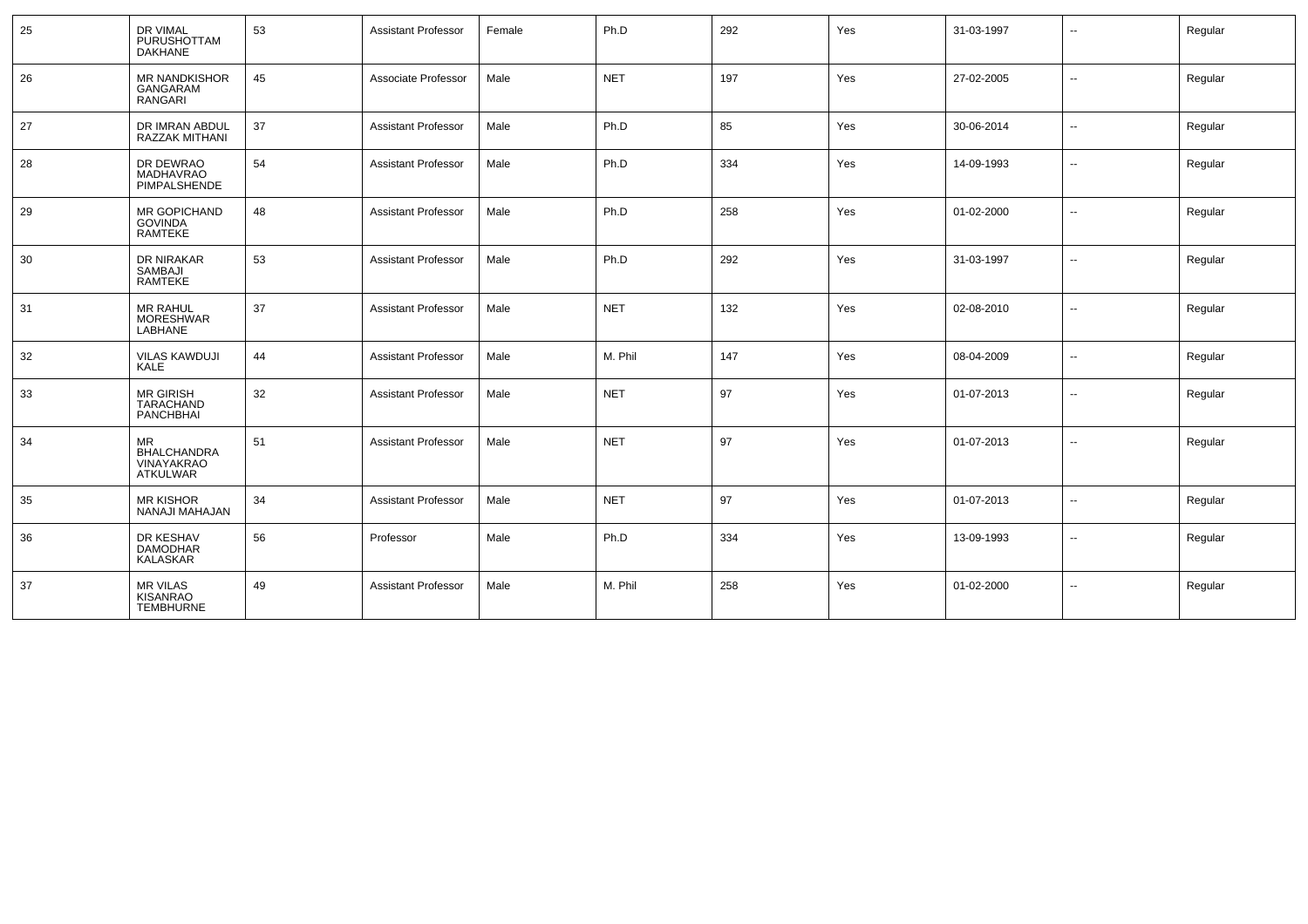| | | | | | | | | | | |
|---|---|---|---|---|---|---|---|---|---|---|
| 25 | DR VIMAL PURUSHOTTAM DAKHANE | 53 | Assistant Professor | Female | Ph.D | 292 | Yes | 31-03-1997 | -- | Regular |
| 26 | MR NANDKISHOR GANGARAM RANGARI | 45 | Associate Professor | Male | NET | 197 | Yes | 27-02-2005 | -- | Regular |
| 27 | DR IMRAN ABDUL RAZZAK MITHANI | 37 | Assistant Professor | Male | Ph.D | 85 | Yes | 30-06-2014 | -- | Regular |
| 28 | DR DEWRAO MADHAVRAO PIMPALSHENDE | 54 | Assistant Professor | Male | Ph.D | 334 | Yes | 14-09-1993 | -- | Regular |
| 29 | MR GOPICHAND GOVINDA RAMTEKE | 48 | Assistant Professor | Male | Ph.D | 258 | Yes | 01-02-2000 | -- | Regular |
| 30 | DR NIRAKAR SAMBAJI RAMTEKE | 53 | Assistant Professor | Male | Ph.D | 292 | Yes | 31-03-1997 | -- | Regular |
| 31 | MR RAHUL MORESHWAR LABHANE | 37 | Assistant Professor | Male | NET | 132 | Yes | 02-08-2010 | -- | Regular |
| 32 | VILAS KAWDUJI KALE | 44 | Assistant Professor | Male | M. Phil | 147 | Yes | 08-04-2009 | -- | Regular |
| 33 | MR GIRISH TARACHAND PANCHBHAI | 32 | Assistant Professor | Male | NET | 97 | Yes | 01-07-2013 | -- | Regular |
| 34 | MR BHALCHANDRA VINAYAKRAO ATKULWAR | 51 | Assistant Professor | Male | NET | 97 | Yes | 01-07-2013 | -- | Regular |
| 35 | MR KISHOR NANAJI MAHAJAN | 34 | Assistant Professor | Male | NET | 97 | Yes | 01-07-2013 | -- | Regular |
| 36 | DR KESHAV DAMODHAR KALASKAR | 56 | Professor | Male | Ph.D | 334 | Yes | 13-09-1993 | -- | Regular |
| 37 | MR VILAS KISANRAO TEMBHURNE | 49 | Assistant Professor | Male | M. Phil | 258 | Yes | 01-02-2000 | -- | Regular |